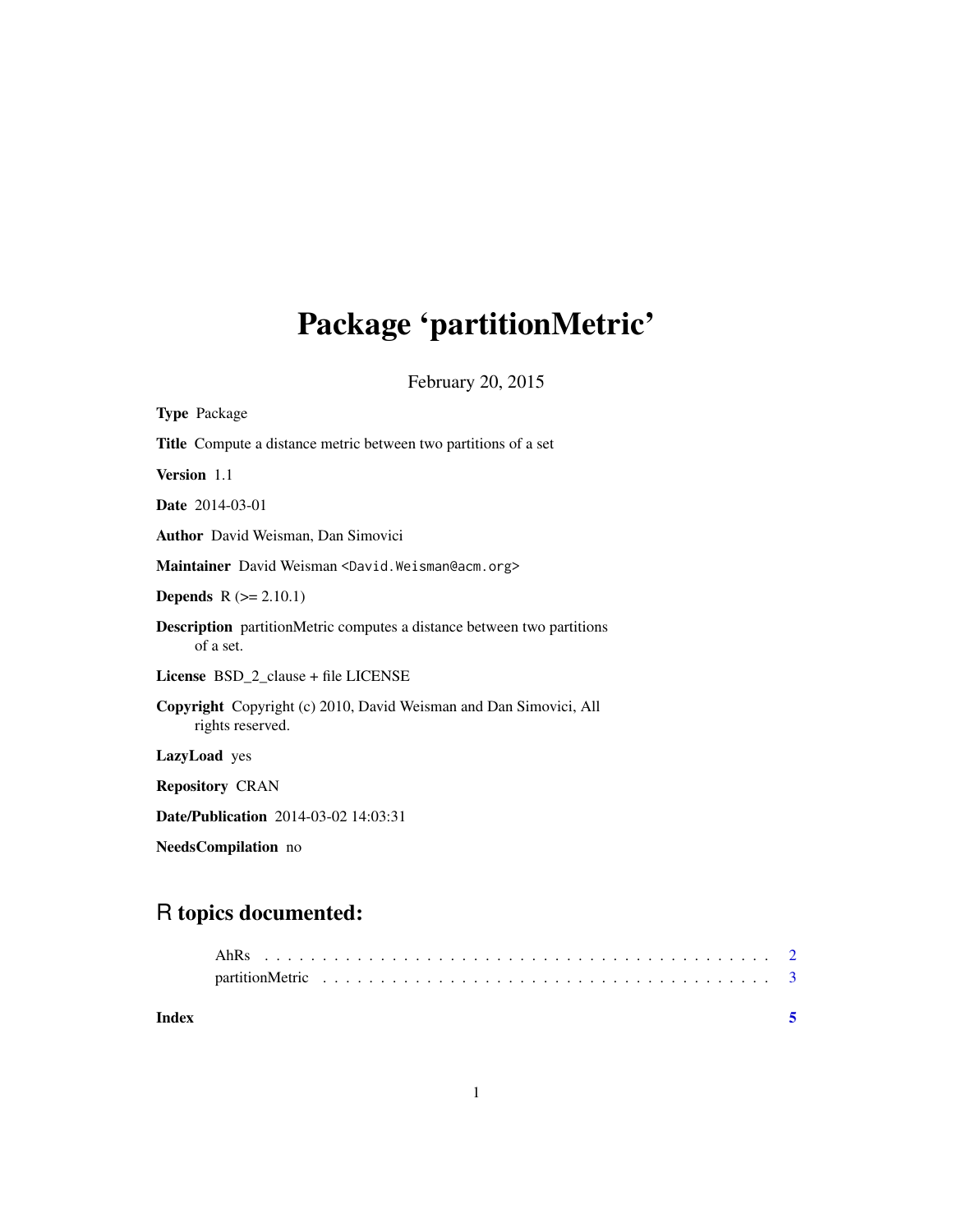# Package 'partitionMetric'

February 20, 2015

**Type** Package

**Title** Compute a distance metric between two partitions of a set

**Version** 1.1

**Date** 2014-03-01

**Author** David Weisman, Dan Simovici

**Maintainer** David Weisman <David.Weisman@acm.org>

**Depends** R (>= 2.10.1)

**Description** partitionMetric computes a distance between two partitions of a set.

**License** BSD_2_clause + file LICENSE

**Copyright** Copyright (c) 2010, David Weisman and Dan Simovici, All rights reserved.

**LazyLoad** yes

**Repository** CRAN

**Date/Publication** 2014-03-02 14:03:31

**NeedsCompilation** no

## R topics documented:

AhRs . . . . . . . . . . . . . . . . . . . . . . . . . . . . . . . . . . . . . . . . . 2
partitionMetric . . . . . . . . . . . . . . . . . . . . . . . . . . . . . . . . . . . 3

**Index** **5**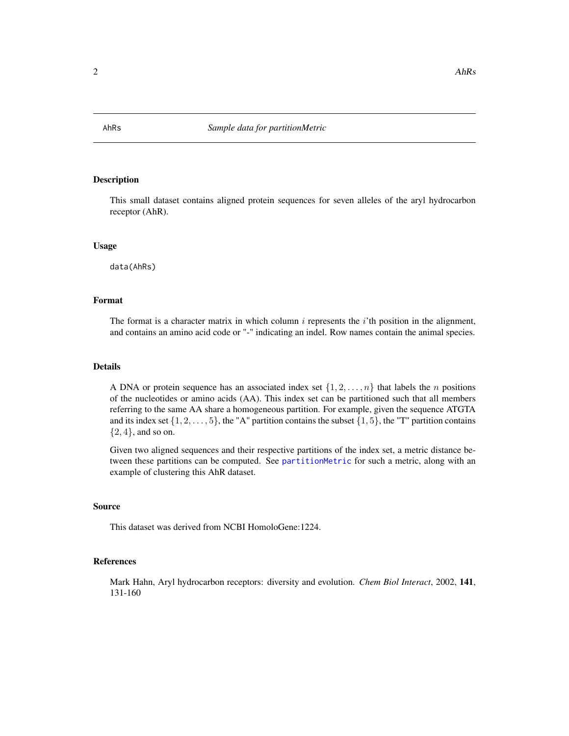# AhRs — *Sample data for partitionMetric*

## Description

This small dataset contains aligned protein sequences for seven alleles of the aryl hydrocarbon receptor (AhR).

## Usage

```
data(AhRs)
```

## Format

The format is a character matrix in which column $i$ represents the $i$'th position in the alignment, and contains an amino acid code or "-" indicating an indel. Row names contain the animal species.

## Details

A DNA or protein sequence has an associated index set $\{1, 2, \ldots, n\}$ that labels the $n$ positions of the nucleotides or amino acids (AA). This index set can be partitioned such that all members referring to the same AA share a homogeneous partition. For example, given the sequence ATGTA and its index set $\{1, 2, \ldots, 5\}$, the "A" partition contains the subset $\{1, 5\}$, the "T" partition contains $\{2, 4\}$, and so on.

Given two aligned sequences and their respective partitions of the index set, a metric distance between these partitions can be computed. See `partitionMetric` for such a metric, along with an example of clustering this AhR dataset.

## Source

This dataset was derived from NCBI HomoloGene:1224.

## References

Mark Hahn, Aryl hydrocarbon receptors: diversity and evolution. *Chem Biol Interact*, 2002, **141**, 131-160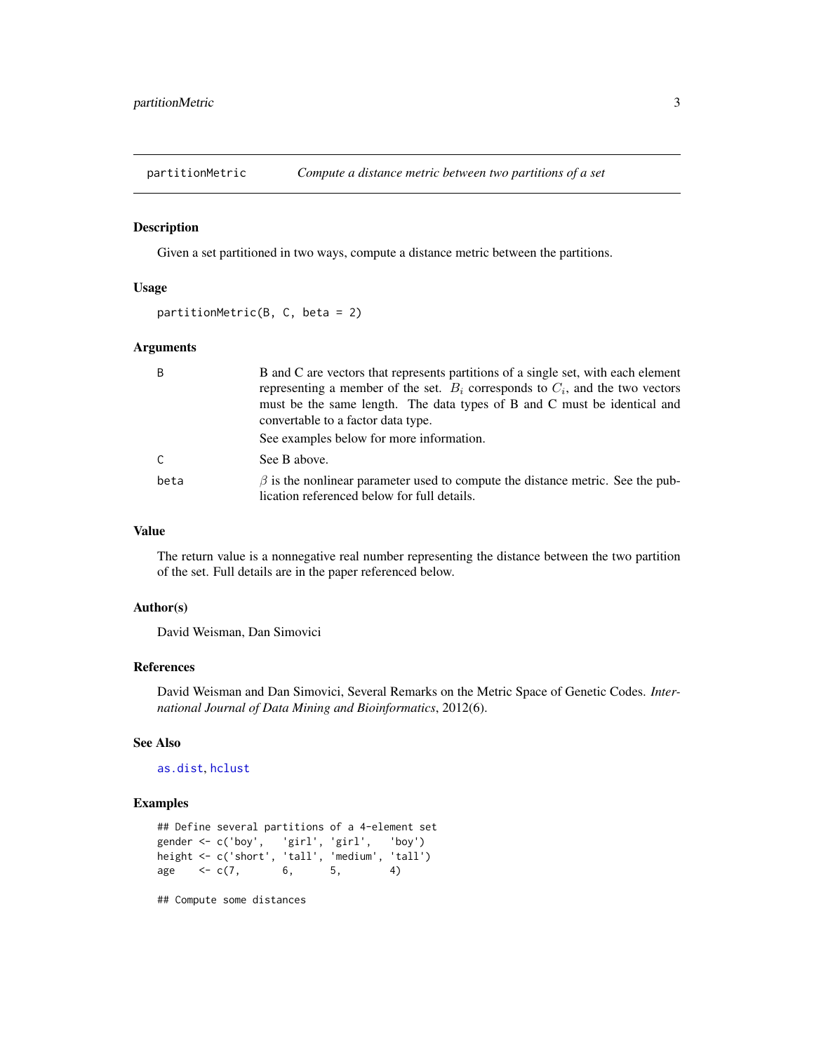partitionMetric — *Compute a distance metric between two partitions of a set*

## Description

Given a set partitioned in two ways, compute a distance metric between the partitions.

## Usage

```
partitionMetric(B, C, beta = 2)
```

## Arguments

| | |
|---|---|
| `B` | B and C are vectors that represents partitions of a single set, with each element representing a member of the set. $B_i$ corresponds to $C_i$, and the two vectors must be the same length. The data types of B and C must be identical and convertable to a factor data type. See examples below for more information. |
| `C` | See B above. |
| `beta` | $\beta$ is the nonlinear parameter used to compute the distance metric. See the publication referenced below for full details. |

## Value

The return value is a nonnegative real number representing the distance between the two partition of the set. Full details are in the paper referenced below.

## Author(s)

David Weisman, Dan Simovici

## References

David Weisman and Dan Simovici, Several Remarks on the Metric Space of Genetic Codes. *International Journal of Data Mining and Bioinformatics*, 2012(6).

## See Also

`as.dist`, `hclust`

## Examples

```
## Define several partitions of a 4-element set
gender <- c('boy',   'girl', 'girl',   'boy')
height <- c('short', 'tall', 'medium', 'tall')
age    <- c(7,       6,      5,        4)

## Compute some distances
```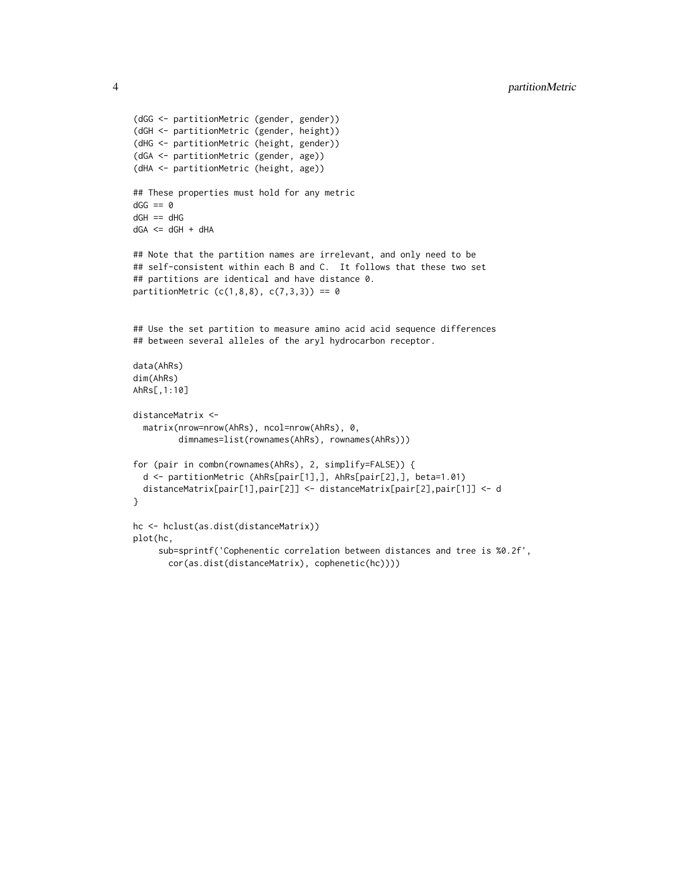```
(dGG <- partitionMetric (gender, gender))
(dGH <- partitionMetric (gender, height))
(dHG <- partitionMetric (height, gender))
(dGA <- partitionMetric (gender, age))
(dHA <- partitionMetric (height, age))

## These properties must hold for any metric
dGG == 0
dGH == dHG
dGA <= dGH + dHA

## Note that the partition names are irrelevant, and only need to be
## self-consistent within each B and C.  It follows that these two set
## partitions are identical and have distance 0.
partitionMetric (c(1,8,8), c(7,3,3)) == 0


## Use the set partition to measure amino acid acid sequence differences
## between several alleles of the aryl hydrocarbon receptor.

data(AhRs)
dim(AhRs)
AhRs[,1:10]

distanceMatrix <-
  matrix(nrow=nrow(AhRs), ncol=nrow(AhRs), 0,
         dimnames=list(rownames(AhRs), rownames(AhRs)))

for (pair in combn(rownames(AhRs), 2, simplify=FALSE)) {
  d <- partitionMetric (AhRs[pair[1],], AhRs[pair[2],], beta=1.01)
  distanceMatrix[pair[1],pair[2]] <- distanceMatrix[pair[2],pair[1]] <- d
}

hc <- hclust(as.dist(distanceMatrix))
plot(hc,
     sub=sprintf('Cophenentic correlation between distances and tree is %0.2f',
       cor(as.dist(distanceMatrix), cophenetic(hc))))
```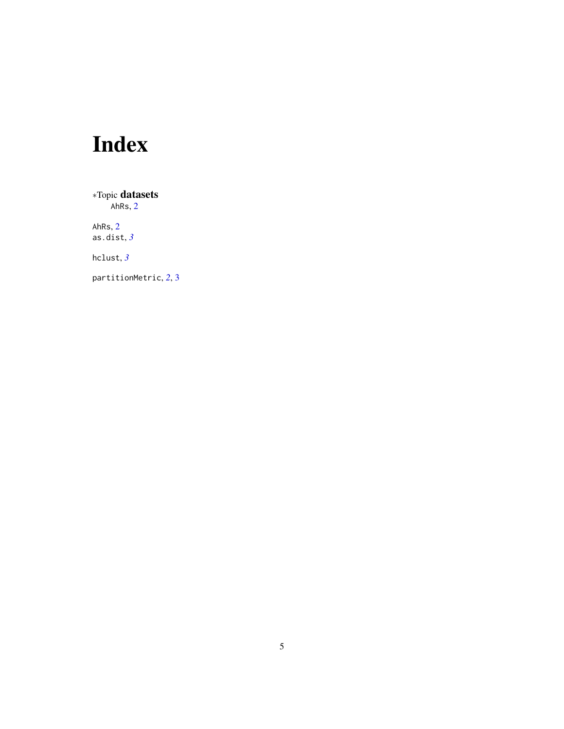# Index

*Topic **datasets**
    AhRs, 2

AhRs, 2
as.dist, *3*

hclust, *3*

partitionMetric, *2*, 3